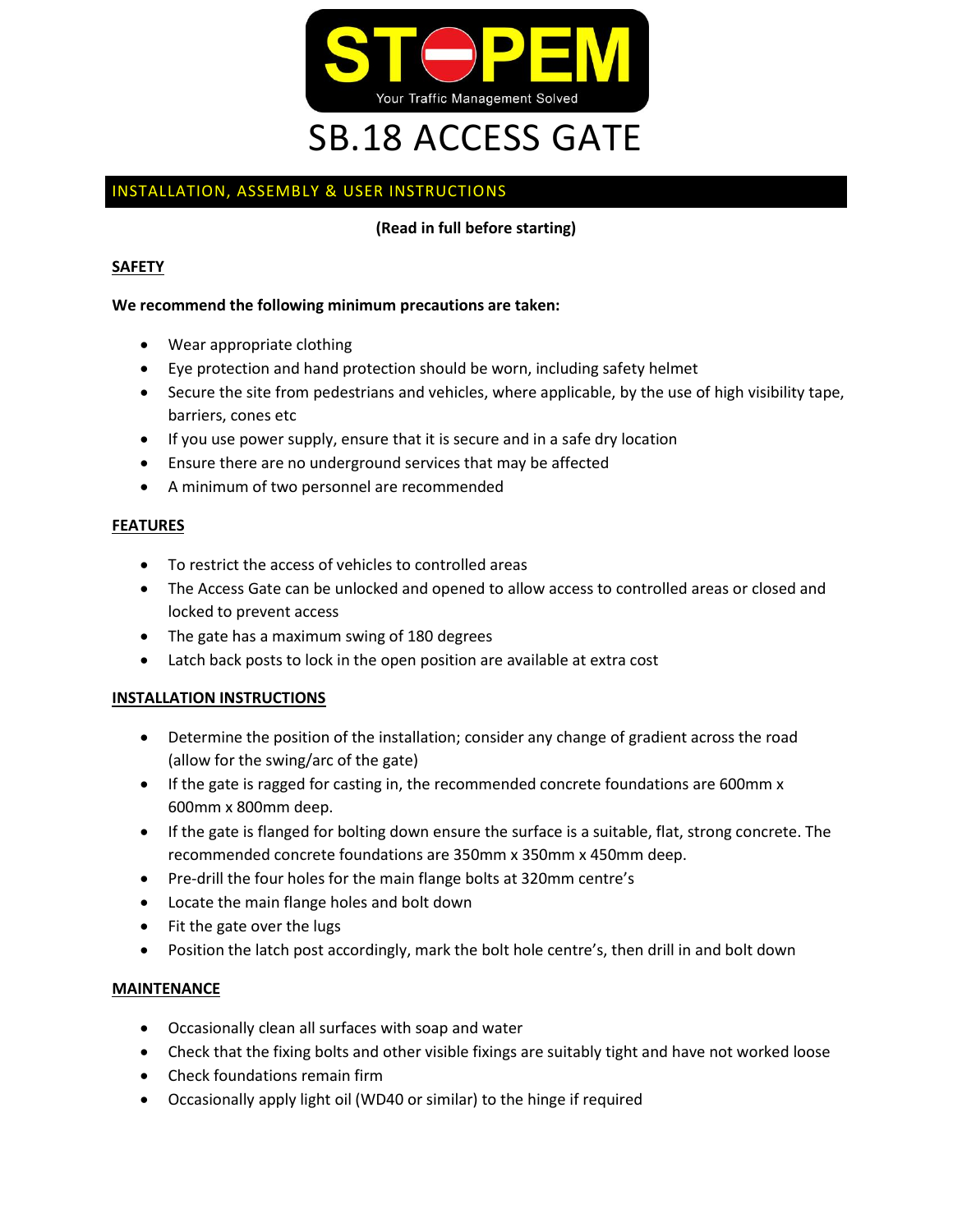STOPEM

Your Traffic Management Solved

# SB.18 ACCESS GATE

## INSTALLATION, ASSEMBLY & USER INSTRUCTIONS

**(Read in full before starting)**

### SAFETY

**We recommend the following minimum precautions are taken:**

- Wear appropriate clothing
- Eye protection and hand protection should be worn, including safety helmet
- Secure the site from pedestrians and vehicles, where applicable, by the use of high visibility tape, barriers, cones etc
- If you use power supply, ensure that it is secure and in a safe dry location
- Ensure there are no underground services that may be affected
- A minimum of two personnel are recommended

### FEATURES

- To restrict the access of vehicles to controlled areas
- The Access Gate can be unlocked and opened to allow access to controlled areas or closed and locked to prevent access
- The gate has a maximum swing of 180 degrees
- Latch back posts to lock in the open position are available at extra cost

### INSTALLATION INSTRUCTIONS

- Determine the position of the installation; consider any change of gradient across the road (allow for the swing/arc of the gate)
- If the gate is ragged for casting in, the recommended concrete foundations are 600mm x 600mm x 800mm deep.
- If the gate is flanged for bolting down ensure the surface is a suitable, flat, strong concrete. The recommended concrete foundations are 350mm x 350mm x 450mm deep.
- Pre-drill the four holes for the main flange bolts at 320mm centre's
- Locate the main flange holes and bolt down
- Fit the gate over the lugs
- Position the latch post accordingly, mark the bolt hole centre's, then drill in and bolt down

### MAINTENANCE

- Occasionally clean all surfaces with soap and water
- Check that the fixing bolts and other visible fixings are suitably tight and have not worked loose
- Check foundations remain firm
- Occasionally apply light oil (WD40 or similar) to the hinge if required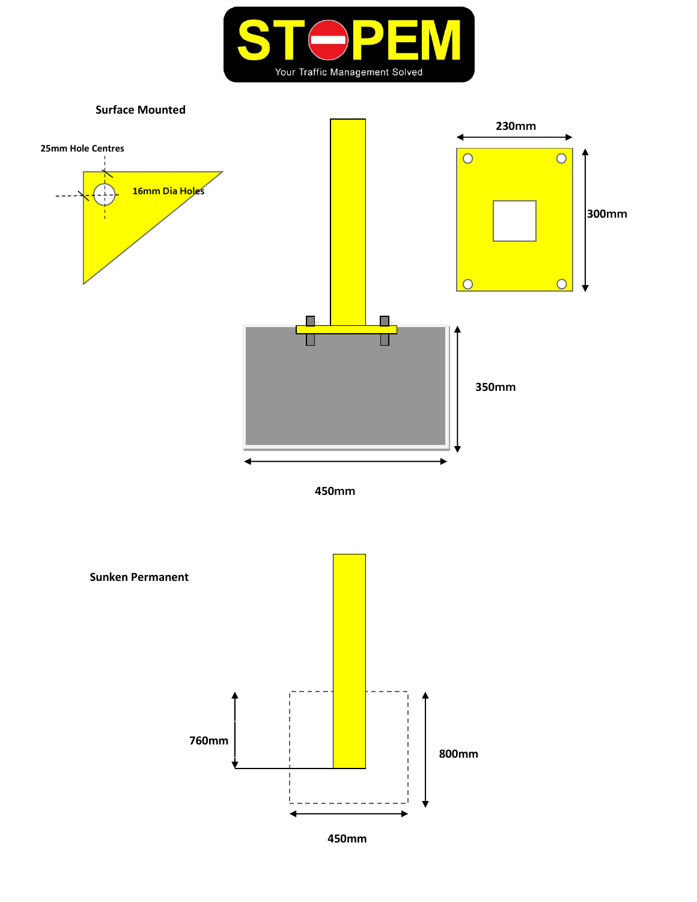STOPEM

Your Traffic Management Solved

## Surface Mounted

25mm Hole Centres

16mm Dia Holes

230mm

300mm

350mm

450mm

## Sunken Permanent

760mm

800mm

450mm